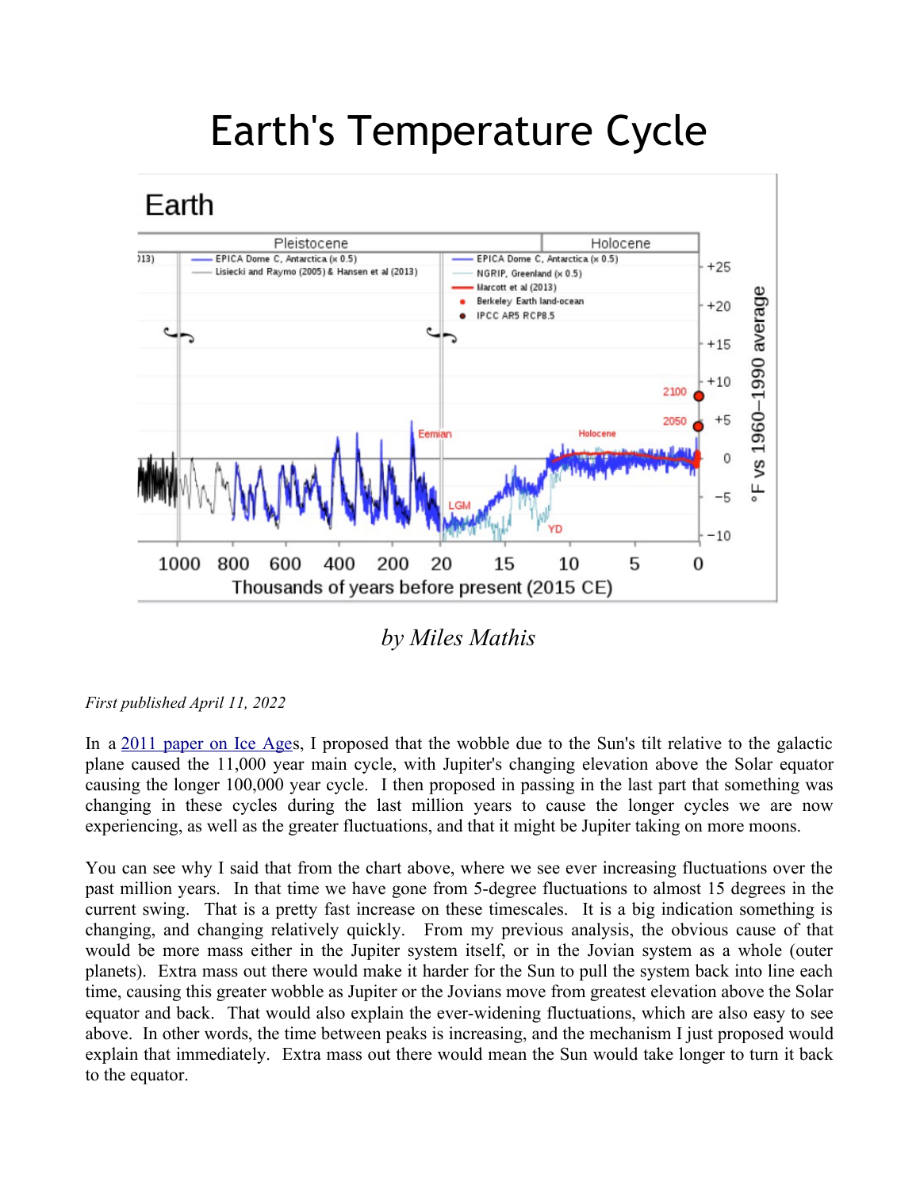# Earth's Temperature Cycle

Earth

Pleistocene

Holocene

013)

EPICA Dome C, Antarctica (x 0.5)

Lisiecki and Raymo (2005) & Hansen et al (2013)

EPICA Dome C, Antarctica (x 0.5)

NGRIP, Greenland (x 0.5)

Marcott et al (2013)

Berkeley Earth land-ocean

IPCC AR5 RCP8.5

Eemian

LGM

YD

Holocene

2100

2050

+25

+20

+15

+10

+5

0

−5

−10

°F vs 1960–1990 average

1000 800 600 400 200 20 15 10 5 0

Thousands of years before present (2015 CE)

*by Miles Mathis*

*First published April 11, 2022*

In a [2011 paper on Ice Ages], I proposed that the wobble due to the Sun's tilt relative to the galactic plane caused the 11,000 year main cycle, with Jupiter's changing elevation above the Solar equator causing the longer 100,000 year cycle. I then proposed in passing in the last part that something was changing in these cycles during the last million years to cause the longer cycles we are now experiencing, as well as the greater fluctuations, and that it might be Jupiter taking on more moons.

You can see why I said that from the chart above, where we see ever increasing fluctuations over the past million years. In that time we have gone from 5-degree fluctuations to almost 15 degrees in the current swing. That is a pretty fast increase on these timescales. It is a big indication something is changing, and changing relatively quickly. From my previous analysis, the obvious cause of that would be more mass either in the Jupiter system itself, or in the Jovian system as a whole (outer planets). Extra mass out there would make it harder for the Sun to pull the system back into line each time, causing this greater wobble as Jupiter or the Jovians move from greatest elevation above the Solar equator and back. That would also explain the ever-widening fluctuations, which are also easy to see above. In other words, the time between peaks is increasing, and the mechanism I just proposed would explain that immediately. Extra mass out there would mean the Sun would take longer to turn it back to the equator.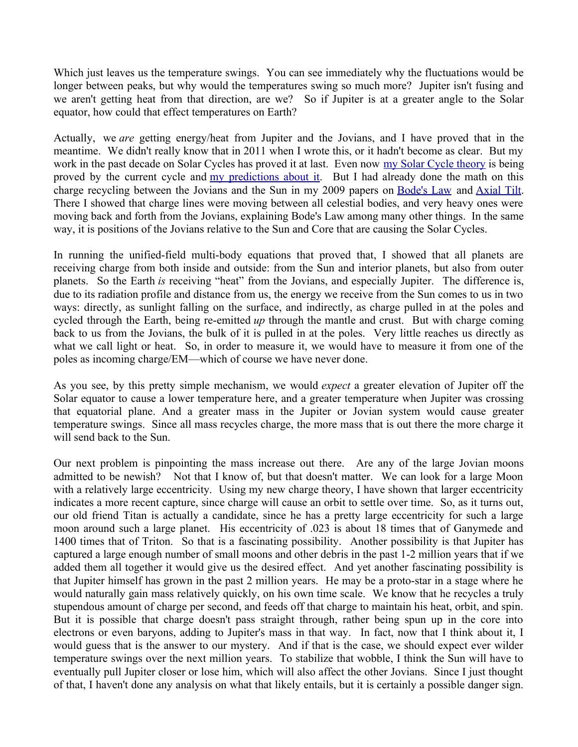Which just leaves us the temperature swings. You can see immediately why the fluctuations would be longer between peaks, but why would the temperatures swing so much more? Jupiter isn't fusing and we aren't getting heat from that direction, are we? So if Jupiter is at a greater angle to the Solar equator, how could that effect temperatures on Earth?

Actually, we *are* getting energy/heat from Jupiter and the Jovians, and I have proved that in the meantime. We didn't really know that in 2011 when I wrote this, or it hadn't become as clear. But my work in the past decade on Solar Cycles has proved it at last. Even now my Solar Cycle theory is being proved by the current cycle and my predictions about it. But I had already done the math on this charge recycling between the Jovians and the Sun in my 2009 papers on Bode's Law and Axial Tilt. There I showed that charge lines were moving between all celestial bodies, and very heavy ones were moving back and forth from the Jovians, explaining Bode's Law among many other things. In the same way, it is positions of the Jovians relative to the Sun and Core that are causing the Solar Cycles.

In running the unified-field multi-body equations that proved that, I showed that all planets are receiving charge from both inside and outside: from the Sun and interior planets, but also from outer planets. So the Earth *is* receiving "heat" from the Jovians, and especially Jupiter. The difference is, due to its radiation profile and distance from us, the energy we receive from the Sun comes to us in two ways: directly, as sunlight falling on the surface, and indirectly, as charge pulled in at the poles and cycled through the Earth, being re-emitted *up* through the mantle and crust. But with charge coming back to us from the Jovians, the bulk of it is pulled in at the poles. Very little reaches us directly as what we call light or heat. So, in order to measure it, we would have to measure it from one of the poles as incoming charge/EM—which of course we have never done.

As you see, by this pretty simple mechanism, we would *expect* a greater elevation of Jupiter off the Solar equator to cause a lower temperature here, and a greater temperature when Jupiter was crossing that equatorial plane. And a greater mass in the Jupiter or Jovian system would cause greater temperature swings. Since all mass recycles charge, the more mass that is out there the more charge it will send back to the Sun.

Our next problem is pinpointing the mass increase out there. Are any of the large Jovian moons admitted to be newish? Not that I know of, but that doesn't matter. We can look for a large Moon with a relatively large eccentricity. Using my new charge theory, I have shown that larger eccentricity indicates a more recent capture, since charge will cause an orbit to settle over time. So, as it turns out, our old friend Titan is actually a candidate, since he has a pretty large eccentricity for such a large moon around such a large planet. His eccentricity of .023 is about 18 times that of Ganymede and 1400 times that of Triton. So that is a fascinating possibility. Another possibility is that Jupiter has captured a large enough number of small moons and other debris in the past 1-2 million years that if we added them all together it would give us the desired effect. And yet another fascinating possibility is that Jupiter himself has grown in the past 2 million years. He may be a proto-star in a stage where he would naturally gain mass relatively quickly, on his own time scale. We know that he recycles a truly stupendous amount of charge per second, and feeds off that charge to maintain his heat, orbit, and spin. But it is possible that charge doesn't pass straight through, rather being spun up in the core into electrons or even baryons, adding to Jupiter's mass in that way. In fact, now that I think about it, I would guess that is the answer to our mystery. And if that is the case, we should expect ever wilder temperature swings over the next million years. To stabilize that wobble, I think the Sun will have to eventually pull Jupiter closer or lose him, which will also affect the other Jovians. Since I just thought of that, I haven't done any analysis on what that likely entails, but it is certainly a possible danger sign.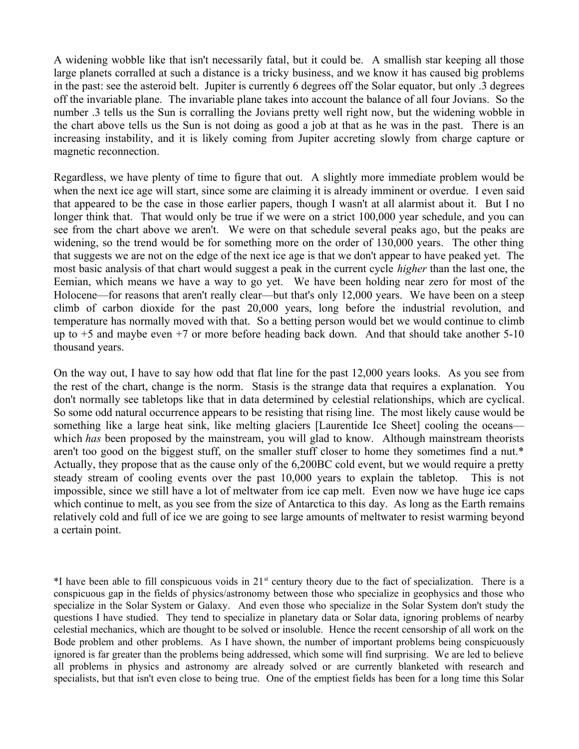A widening wobble like that isn't necessarily fatal, but it could be. A smallish star keeping all those large planets corralled at such a distance is a tricky business, and we know it has caused big problems in the past: see the asteroid belt. Jupiter is currently 6 degrees off the Solar equator, but only .3 degrees off the invariable plane. The invariable plane takes into account the balance of all four Jovians. So the number .3 tells us the Sun is corralling the Jovians pretty well right now, but the widening wobble in the chart above tells us the Sun is not doing as good a job at that as he was in the past. There is an increasing instability, and it is likely coming from Jupiter accreting slowly from charge capture or magnetic reconnection.

Regardless, we have plenty of time to figure that out. A slightly more immediate problem would be when the next ice age will start, since some are claiming it is already imminent or overdue. I even said that appeared to be the case in those earlier papers, though I wasn't at all alarmist about it. But I no longer think that. That would only be true if we were on a strict 100,000 year schedule, and you can see from the chart above we aren't. We were on that schedule several peaks ago, but the peaks are widening, so the trend would be for something more on the order of 130,000 years. The other thing that suggests we are not on the edge of the next ice age is that we don't appear to have peaked yet. The most basic analysis of that chart would suggest a peak in the current cycle *higher* than the last one, the Eemian, which means we have a way to go yet. We have been holding near zero for most of the Holocene—for reasons that aren't really clear—but that's only 12,000 years. We have been on a steep climb of carbon dioxide for the past 20,000 years, long before the industrial revolution, and temperature has normally moved with that. So a betting person would bet we would continue to climb up to +5 and maybe even +7 or more before heading back down. And that should take another 5-10 thousand years.

On the way out, I have to say how odd that flat line for the past 12,000 years looks. As you see from the rest of the chart, change is the norm. Stasis is the strange data that requires a explanation. You don't normally see tabletops like that in data determined by celestial relationships, which are cyclical. So some odd natural occurrence appears to be resisting that rising line. The most likely cause would be something like a large heat sink, like melting glaciers [Laurentide Ice Sheet] cooling the oceans—which *has* been proposed by the mainstream, you will glad to know. Although mainstream theorists aren't too good on the biggest stuff, on the smaller stuff closer to home they sometimes find a nut.* Actually, they propose that as the cause only of the 6,200BC cold event, but we would require a pretty steady stream of cooling events over the past 10,000 years to explain the tabletop. This is not impossible, since we still have a lot of meltwater from ice cap melt. Even now we have huge ice caps which continue to melt, as you see from the size of Antarctica to this day. As long as the Earth remains relatively cold and full of ice we are going to see large amounts of meltwater to resist warming beyond a certain point.

*I have been able to fill conspicuous voids in 21st century theory due to the fact of specialization. There is a conspicuous gap in the fields of physics/astronomy between those who specialize in geophysics and those who specialize in the Solar System or Galaxy. And even those who specialize in the Solar System don't study the questions I have studied. They tend to specialize in planetary data or Solar data, ignoring problems of nearby celestial mechanics, which are thought to be solved or insoluble. Hence the recent censorship of all work on the Bode problem and other problems. As I have shown, the number of important problems being conspicuously ignored is far greater than the problems being addressed, which some will find surprising. We are led to believe all problems in physics and astronomy are already solved or are currently blanketed with research and specialists, but that isn't even close to being true. One of the emptiest fields has been for a long time this Solar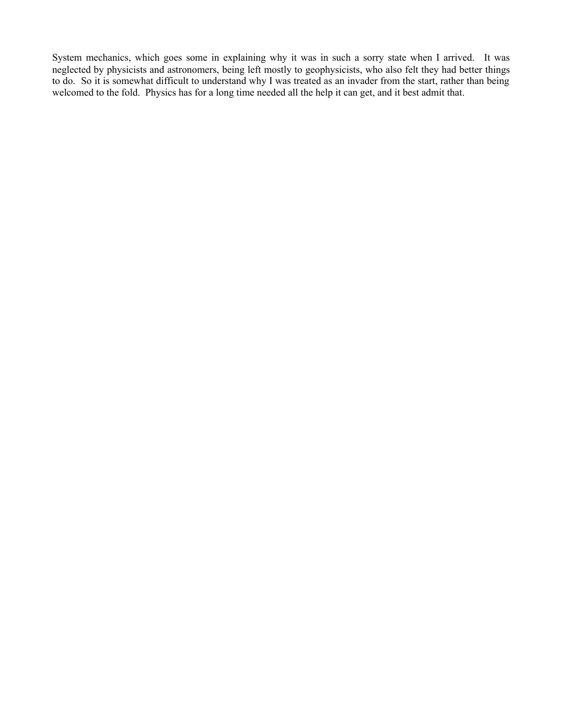System mechanics, which goes some in explaining why it was in such a sorry state when I arrived. It was neglected by physicists and astronomers, being left mostly to geophysicists, who also felt they had better things to do. So it is somewhat difficult to understand why I was treated as an invader from the start, rather than being welcomed to the fold. Physics has for a long time needed all the help it can get, and it best admit that.